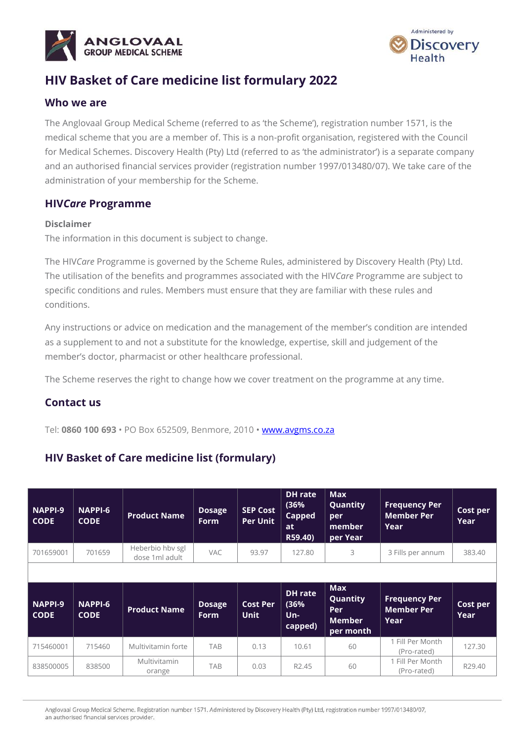# HIV Basket of Care medicine list formulary 2022

## Who we are

The Anglovaal Group Medical Scheme (referred to as 'the Scheme'), registration number 1571, is the medical scheme that you are a member of. This is a non-profit organisation, registered with the Council for Medical Schemes. Discovery Health (Pty) Ltd (referred to as 'the administrator') is a separate company and an authorised financial services provider (registration number 1997/013480/07). We take care of the administration of your membership for the Scheme.

## HIV*Care* Programme

### Disclaimer

The information in this document is subject to change.

The HIV*Care* Programme is governed by the Scheme Rules, administered by Discovery Health (Pty) Ltd. The utilisation of the benefits and programmes associated with the HIV*Care* Programme are subject to specific conditions and rules. Members must ensure that they are familiar with these rules and conditions.

Any instructions or advice on medication and the management of the member's condition are intended as a supplement to and not a substitute for the knowledge, expertise, skill and judgement of the member's doctor, pharmacist or other healthcare professional.

The Scheme reserves the right to change how we cover treatment on the programme at any time.

## Contact us

Tel: **0860 100 693** • PO Box 652509, Benmore, 2010 • www.avgms.co.za

## HIV Basket of Care medicine list (formulary)

| NAPPI-9 CODE | NAPPI-6 CODE | Product Name | Dosage Form | SEP Cost Per Unit | DH rate (36% Capped at R59.40) | Max Quantity per member per Year | Frequency Per Member Per Year | Cost per Year |
|---|---|---|---|---|---|---|---|---|
| 701659001 | 701659 | Heberbio hbv sgl dose 1ml adult | VAC | 93.97 | 127.80 | 3 | 3 Fills per annum | 383.40 |

| NAPPI-9 CODE | NAPPI-6 CODE | Product Name | Dosage Form | Cost Per Unit | DH rate (36% Un-capped) | Max Quantity Per Member per month | Frequency Per Member Per Year | Cost per Year |
|---|---|---|---|---|---|---|---|---|
| 715460001 | 715460 | Multivitamin forte | TAB | 0.13 | 10.61 | 60 | 1 Fill Per Month (Pro-rated) | 127.30 |
| 838500005 | 838500 | Multivitamin orange | TAB | 0.03 | R2.45 | 60 | 1 Fill Per Month (Pro-rated) | R29.40 |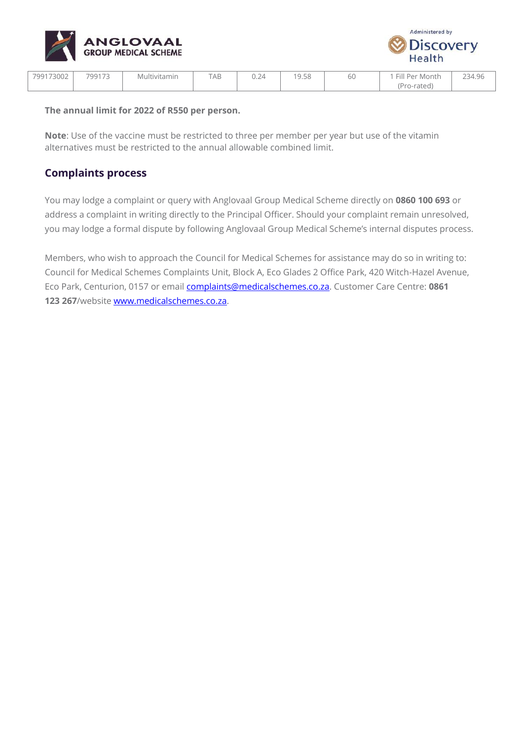| | | | | | | | | |
|---|---|---|---|---|---|---|---|---|
| 799173002 | 799173 | Multivitamin | TAB | 0.24 | 19.58 | 60 | 1 Fill Per Month (Pro-rated) | 234.96 |

**The annual limit for 2022 of R550 per person.**

**Note**: Use of the vaccine must be restricted to three per member per year but use of the vitamin alternatives must be restricted to the annual allowable combined limit.

## Complaints process

You may lodge a complaint or query with Anglovaal Group Medical Scheme directly on **0860 100 693** or address a complaint in writing directly to the Principal Officer. Should your complaint remain unresolved, you may lodge a formal dispute by following Anglovaal Group Medical Scheme's internal disputes process.

Members, who wish to approach the Council for Medical Schemes for assistance may do so in writing to: Council for Medical Schemes Complaints Unit, Block A, Eco Glades 2 Office Park, 420 Witch-Hazel Avenue, Eco Park, Centurion, 0157 or email complaints@medicalschemes.co.za. Customer Care Centre: **0861 123 267**/website www.medicalschemes.co.za.